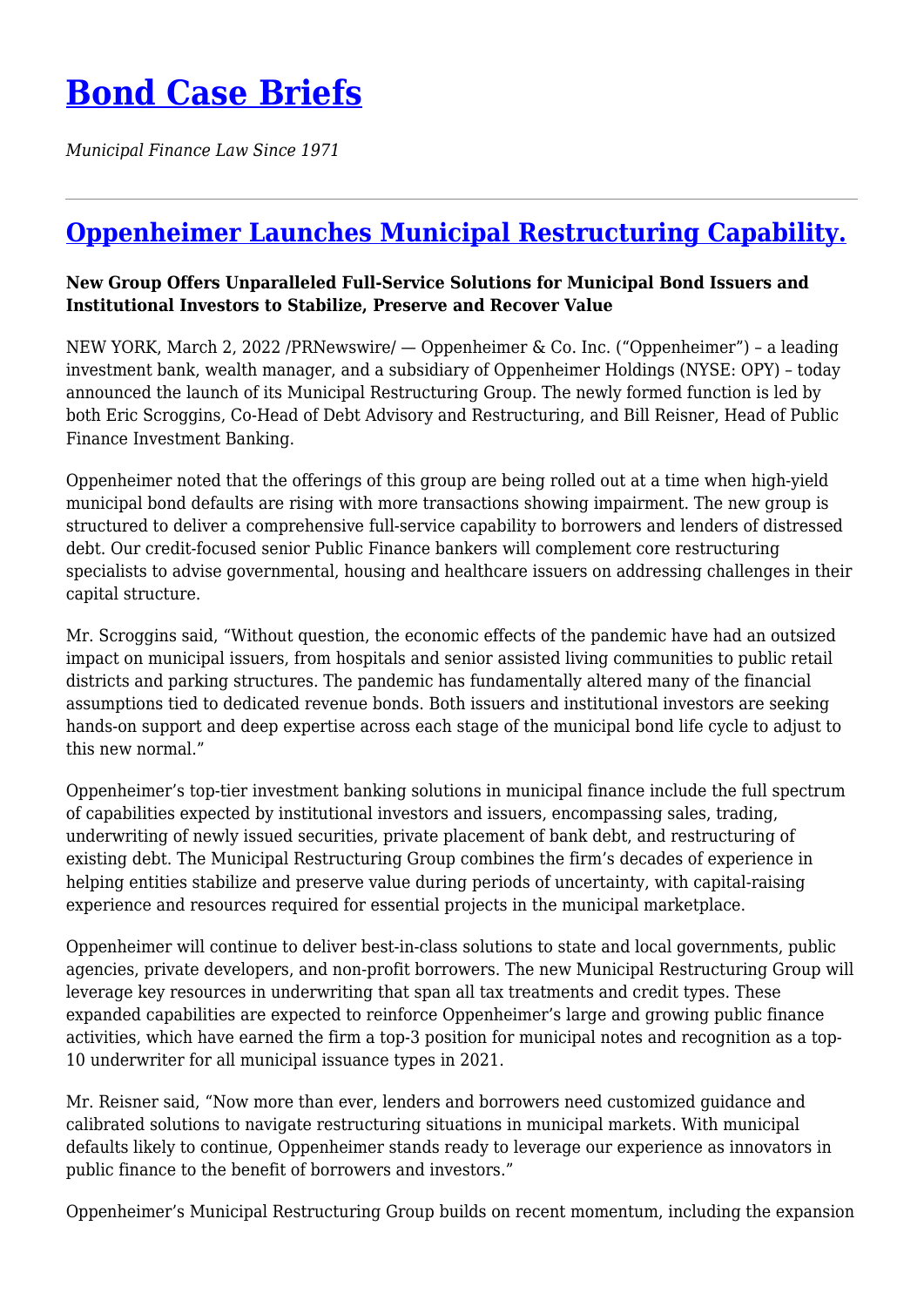# [Bond Case Briefs](#)

*Municipal Finance Law Since 1971*

---

## [Oppenheimer Launches Municipal Restructuring Capability.](#)

**New Group Offers Unparalleled Full-Service Solutions for Municipal Bond Issuers and Institutional Investors to Stabilize, Preserve and Recover Value**

NEW YORK, March 2, 2022 /PRNewswire/ — Oppenheimer & Co. Inc. ("Oppenheimer") – a leading investment bank, wealth manager, and a subsidiary of Oppenheimer Holdings (NYSE: OPY) – today announced the launch of its Municipal Restructuring Group. The newly formed function is led by both Eric Scroggins, Co-Head of Debt Advisory and Restructuring, and Bill Reisner, Head of Public Finance Investment Banking.

Oppenheimer noted that the offerings of this group are being rolled out at a time when high-yield municipal bond defaults are rising with more transactions showing impairment. The new group is structured to deliver a comprehensive full-service capability to borrowers and lenders of distressed debt. Our credit-focused senior Public Finance bankers will complement core restructuring specialists to advise governmental, housing and healthcare issuers on addressing challenges in their capital structure.

Mr. Scroggins said, "Without question, the economic effects of the pandemic have had an outsized impact on municipal issuers, from hospitals and senior assisted living communities to public retail districts and parking structures. The pandemic has fundamentally altered many of the financial assumptions tied to dedicated revenue bonds. Both issuers and institutional investors are seeking hands-on support and deep expertise across each stage of the municipal bond life cycle to adjust to this new normal."

Oppenheimer's top-tier investment banking solutions in municipal finance include the full spectrum of capabilities expected by institutional investors and issuers, encompassing sales, trading, underwriting of newly issued securities, private placement of bank debt, and restructuring of existing debt. The Municipal Restructuring Group combines the firm's decades of experience in helping entities stabilize and preserve value during periods of uncertainty, with capital-raising experience and resources required for essential projects in the municipal marketplace.

Oppenheimer will continue to deliver best-in-class solutions to state and local governments, public agencies, private developers, and non-profit borrowers. The new Municipal Restructuring Group will leverage key resources in underwriting that span all tax treatments and credit types. These expanded capabilities are expected to reinforce Oppenheimer's large and growing public finance activities, which have earned the firm a top-3 position for municipal notes and recognition as a top-10 underwriter for all municipal issuance types in 2021.

Mr. Reisner said, "Now more than ever, lenders and borrowers need customized guidance and calibrated solutions to navigate restructuring situations in municipal markets. With municipal defaults likely to continue, Oppenheimer stands ready to leverage our experience as innovators in public finance to the benefit of borrowers and investors."

Oppenheimer's Municipal Restructuring Group builds on recent momentum, including the expansion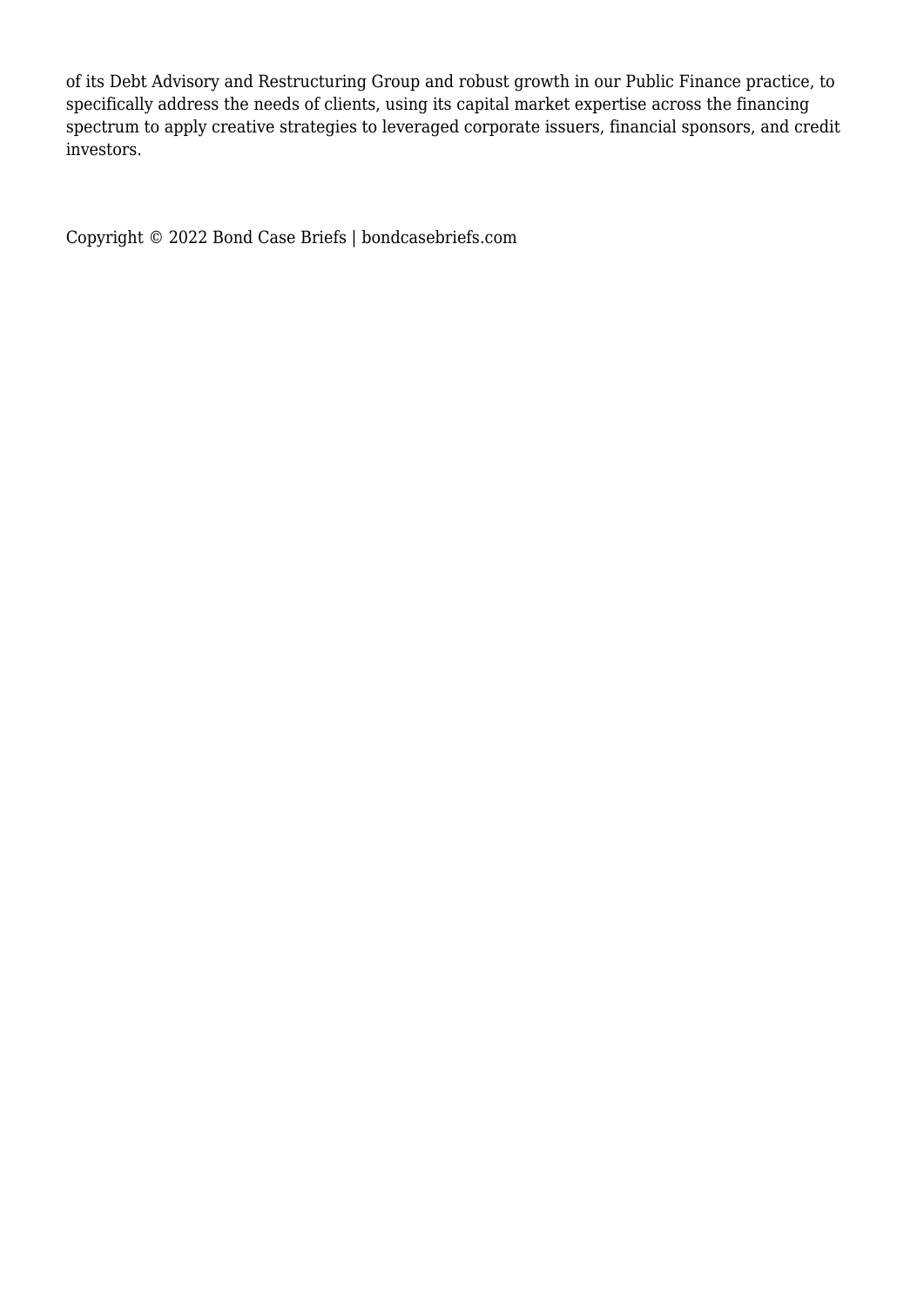of its Debt Advisory and Restructuring Group and robust growth in our Public Finance practice, to specifically address the needs of clients, using its capital market expertise across the financing spectrum to apply creative strategies to leveraged corporate issuers, financial sponsors, and credit investors.

Copyright © 2022 Bond Case Briefs | bondcasebriefs.com